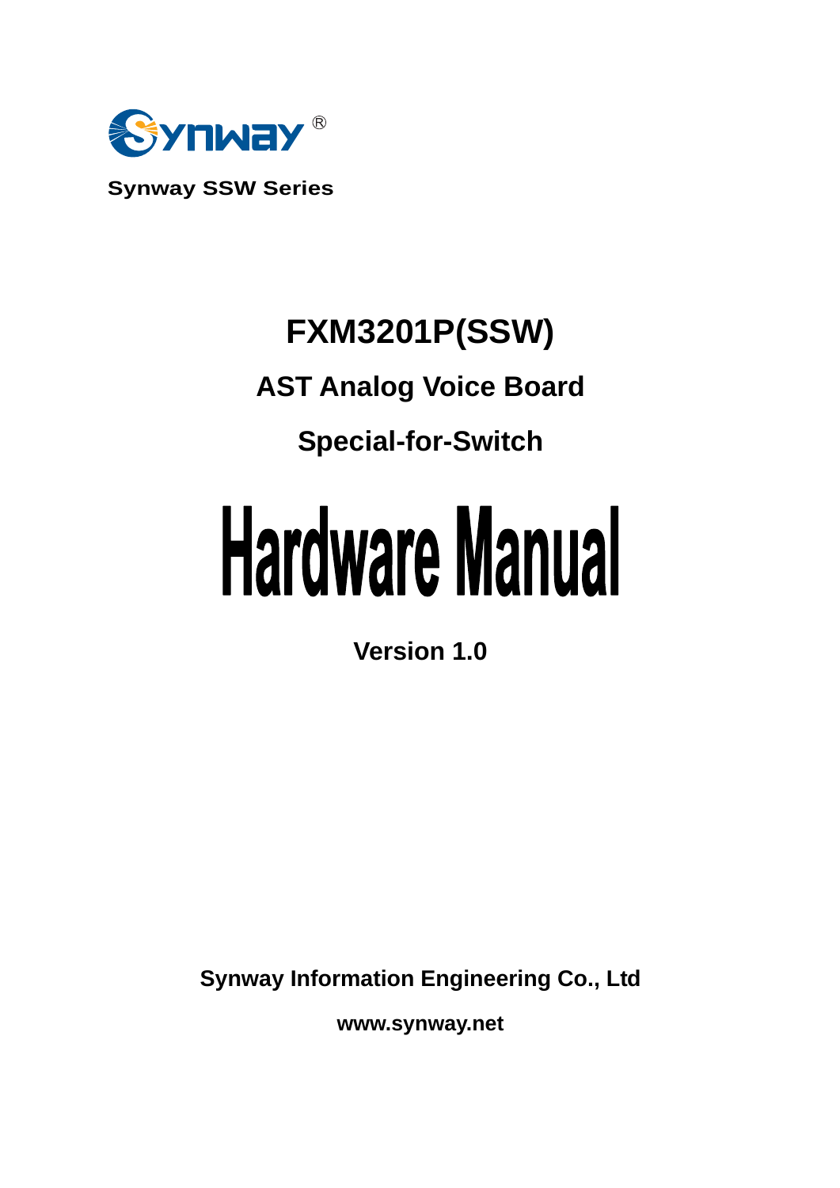Synway®

**Synway SSW Series**

# FXM3201P(SSW)

## AST Analog Voice Board

## Special-for-Switch

# Hardware Manual

**Version 1.0**

**Synway Information Engineering Co., Ltd**

**www.synway.net**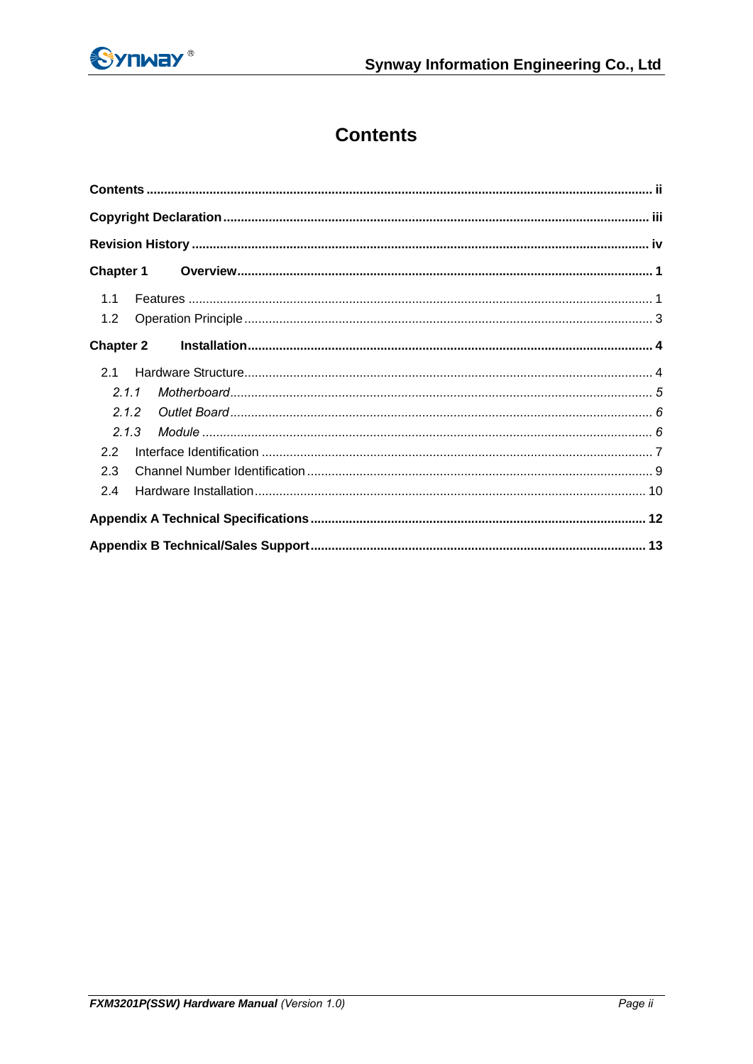# Contents

**Contents** ........................................................................................................................ **ii**

**Copyright Declaration** ..................................................................................................... **iii**

**Revision History** ............................................................................................................... **iv**

**Chapter 1 Overview** ......................................................................................................... **1**

1.1 Features ........................................................................................................................ 1

1.2 Operation Principle ....................................................................................................... 3

**Chapter 2 Installation** ....................................................................................................... **4**

2.1 Hardware Structure ....................................................................................................... 4

*2.1.1 Motherboard* ............................................................................................................. *5*

*2.1.2 Outlet Board* ............................................................................................................. *6*

*2.1.3 Module* ...................................................................................................................... *6*

2.2 Interface Identification .................................................................................................. 7

2.3 Channel Number Identification ..................................................................................... 9

2.4 Hardware Installation .................................................................................................. 10

**Appendix A Technical Specifications** ............................................................................. **12**

**Appendix B Technical/Sales Support** ............................................................................ **13**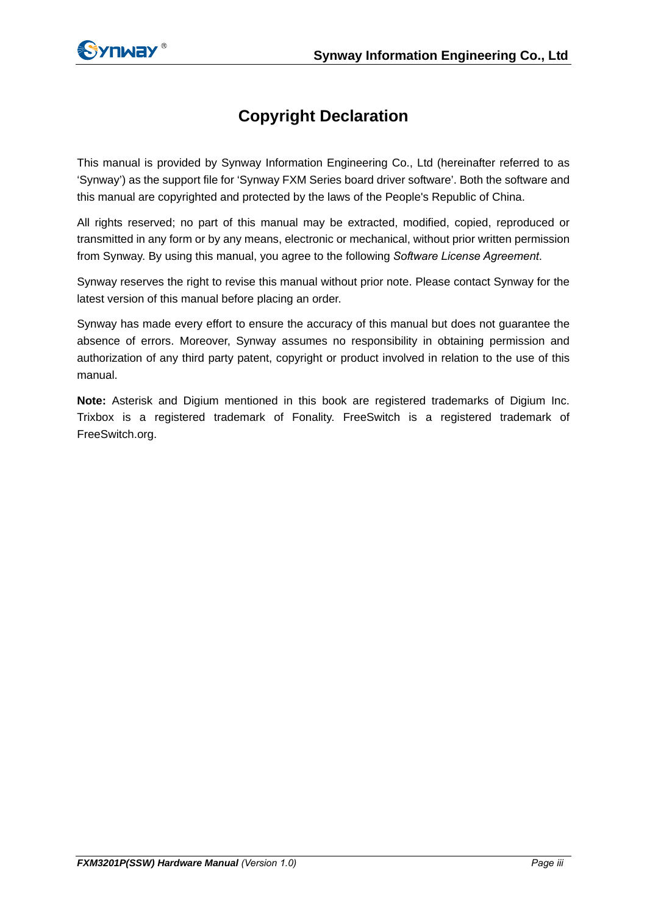# Copyright Declaration

This manual is provided by Synway Information Engineering Co., Ltd (hereinafter referred to as 'Synway') as the support file for 'Synway FXM Series board driver software'. Both the software and this manual are copyrighted and protected by the laws of the People's Republic of China.

All rights reserved; no part of this manual may be extracted, modified, copied, reproduced or transmitted in any form or by any means, electronic or mechanical, without prior written permission from Synway. By using this manual, you agree to the following *Software License Agreement*.

Synway reserves the right to revise this manual without prior note. Please contact Synway for the latest version of this manual before placing an order.

Synway has made every effort to ensure the accuracy of this manual but does not guarantee the absence of errors. Moreover, Synway assumes no responsibility in obtaining permission and authorization of any third party patent, copyright or product involved in relation to the use of this manual.

**Note:** Asterisk and Digium mentioned in this book are registered trademarks of Digium Inc. Trixbox is a registered trademark of Fonality. FreeSwitch is a registered trademark of FreeSwitch.org.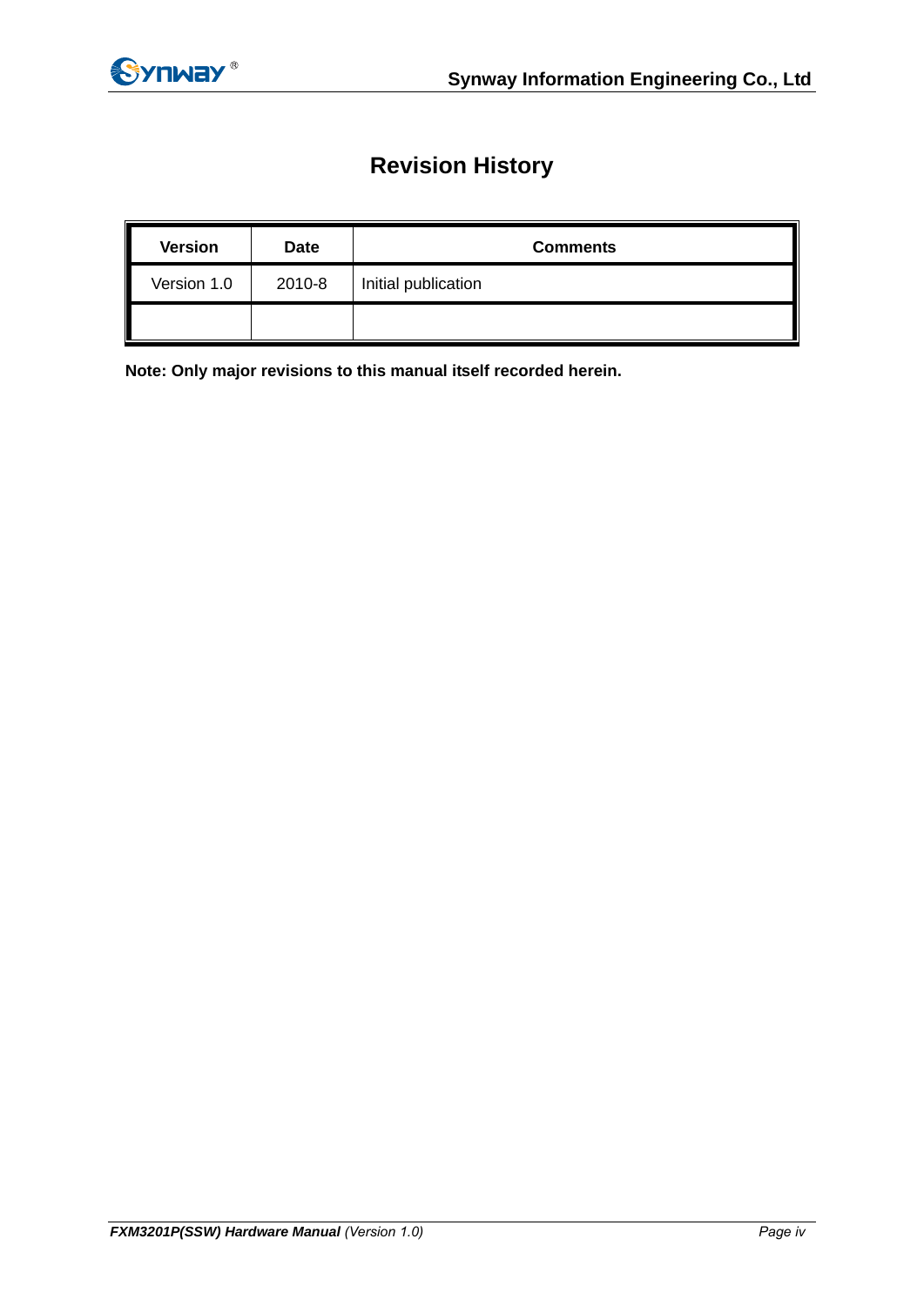# Revision History

| Version | Date | Comments |
|---|---|---|
| Version 1.0 | 2010-8 | Initial publication |
| | | |

**Note: Only major revisions to this manual itself recorded herein.**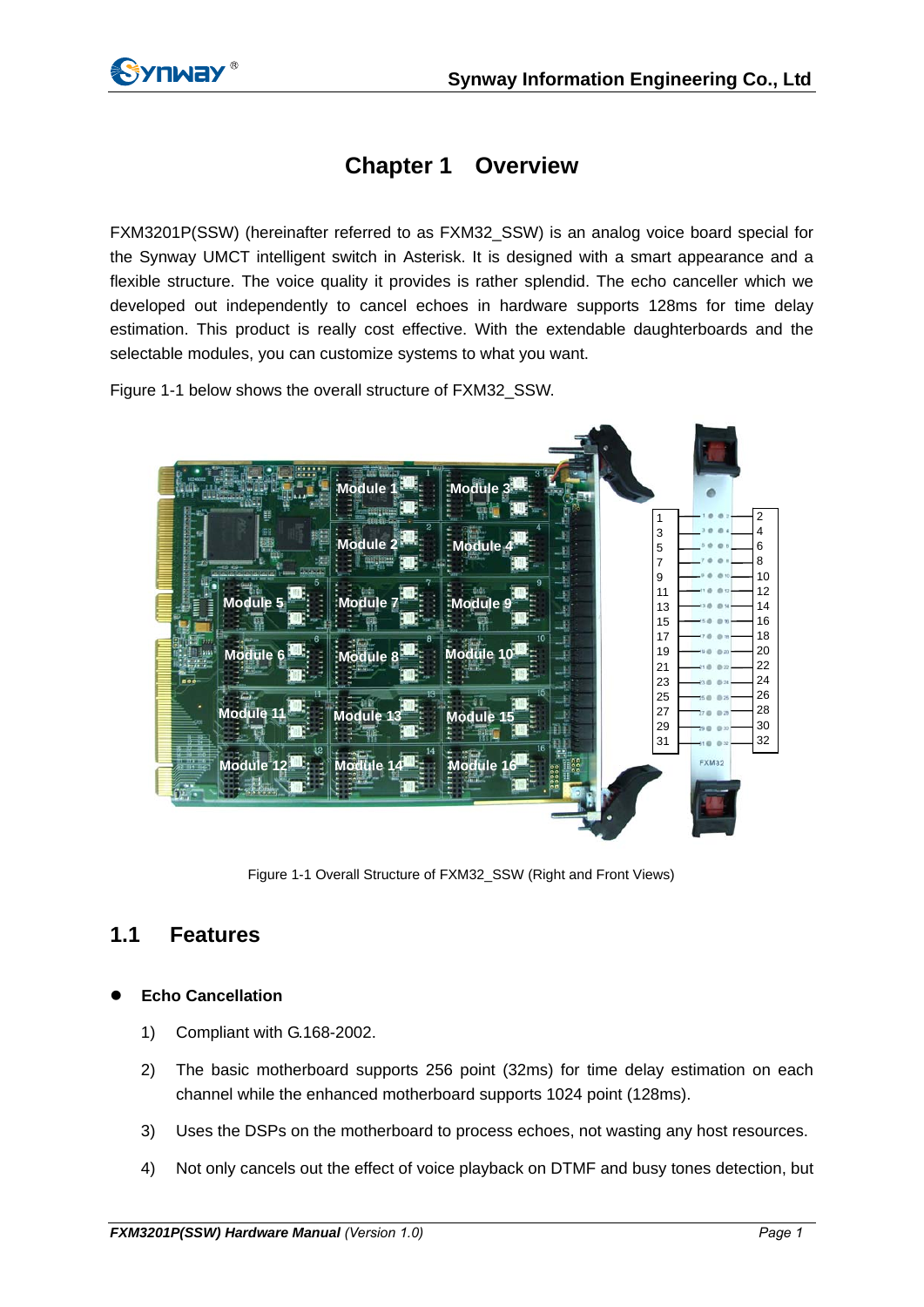# Chapter 1 Overview

FXM3201P(SSW) (hereinafter referred to as FXM32_SSW) is an analog voice board special for the Synway UMCT intelligent switch in Asterisk. It is designed with a smart appearance and a flexible structure. The voice quality it provides is rather splendid. The echo canceller which we developed out independently to cancel echoes in hardware supports 128ms for time delay estimation. This product is really cost effective. With the extendable daughterboards and the selectable modules, you can customize systems to what you want.

Figure 1-1 below shows the overall structure of FXM32_SSW.

Figure 1-1 Overall Structure of FXM32_SSW (Right and Front Views)

## 1.1 Features

- **Echo Cancellation**

1) Compliant with G.168-2002.

2) The basic motherboard supports 256 point (32ms) for time delay estimation on each channel while the enhanced motherboard supports 1024 point (128ms).

3) Uses the DSPs on the motherboard to process echoes, not wasting any host resources.

4) Not only cancels out the effect of voice playback on DTMF and busy tones detection, but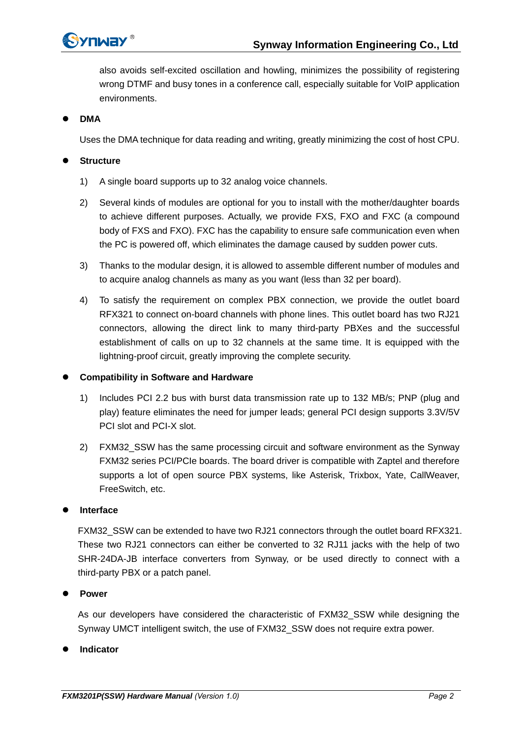also avoids self-excited oscillation and howling, minimizes the possibility of registering wrong DTMF and busy tones in a conference call, especially suitable for VoIP application environments.

- **DMA**

  Uses the DMA technique for data reading and writing, greatly minimizing the cost of host CPU.

- **Structure**

  1) A single board supports up to 32 analog voice channels.

  2) Several kinds of modules are optional for you to install with the mother/daughter boards to achieve different purposes. Actually, we provide FXS, FXO and FXC (a compound body of FXS and FXO). FXC has the capability to ensure safe communication even when the PC is powered off, which eliminates the damage caused by sudden power cuts.

  3) Thanks to the modular design, it is allowed to assemble different number of modules and to acquire analog channels as many as you want (less than 32 per board).

  4) To satisfy the requirement on complex PBX connection, we provide the outlet board RFX321 to connect on-board channels with phone lines. This outlet board has two RJ21 connectors, allowing the direct link to many third-party PBXes and the successful establishment of calls on up to 32 channels at the same time. It is equipped with the lightning-proof circuit, greatly improving the complete security.

- **Compatibility in Software and Hardware**

  1) Includes PCI 2.2 bus with burst data transmission rate up to 132 MB/s; PNP (plug and play) feature eliminates the need for jumper leads; general PCI design supports 3.3V/5V PCI slot and PCI-X slot.

  2) FXM32_SSW has the same processing circuit and software environment as the Synway FXM32 series PCI/PCIe boards. The board driver is compatible with Zaptel and therefore supports a lot of open source PBX systems, like Asterisk, Trixbox, Yate, CallWeaver, FreeSwitch, etc.

- **Interface**

  FXM32_SSW can be extended to have two RJ21 connectors through the outlet board RFX321. These two RJ21 connectors can either be converted to 32 RJ11 jacks with the help of two SHR-24DA-JB interface converters from Synway, or be used directly to connect with a third-party PBX or a patch panel.

- **Power**

  As our developers have considered the characteristic of FXM32_SSW while designing the Synway UMCT intelligent switch, the use of FXM32_SSW does not require extra power.

- **Indicator**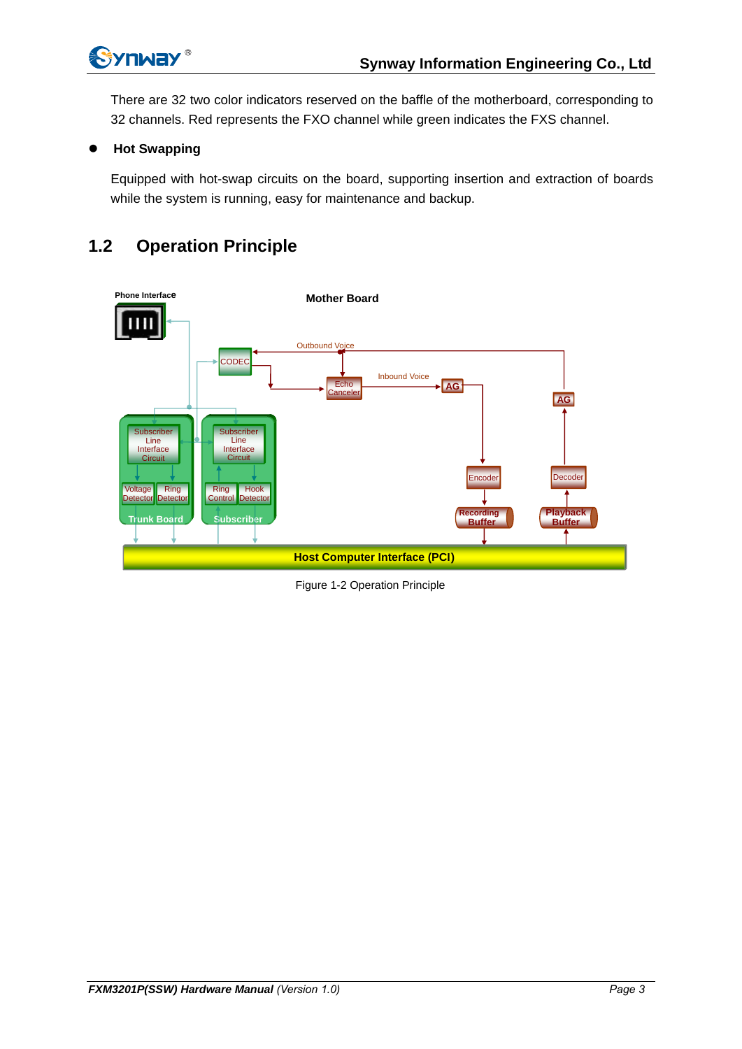There are 32 two color indicators reserved on the baffle of the motherboard, corresponding to 32 channels. Red represents the FXO channel while green indicates the FXS channel.

- **Hot Swapping**

Equipped with hot-swap circuits on the board, supporting insertion and extraction of boards while the system is running, easy for maintenance and backup.

## 1.2 Operation Principle

Phone Interface

Mother Board

Outbound Voice

CODEC

Inbound Voice

Echo Canceler

AG

AG

Subscriber Line Interface Circuit

Subscriber Line Interface Circuit

Voltage Detector

Ring Detector

Ring Control

Hook Detector

Trunk Board

Subscriber

Encoder

Decoder

Recording Buffer

Playback Buffer

Host Computer Interface (PCI)

Figure 1-2 Operation Principle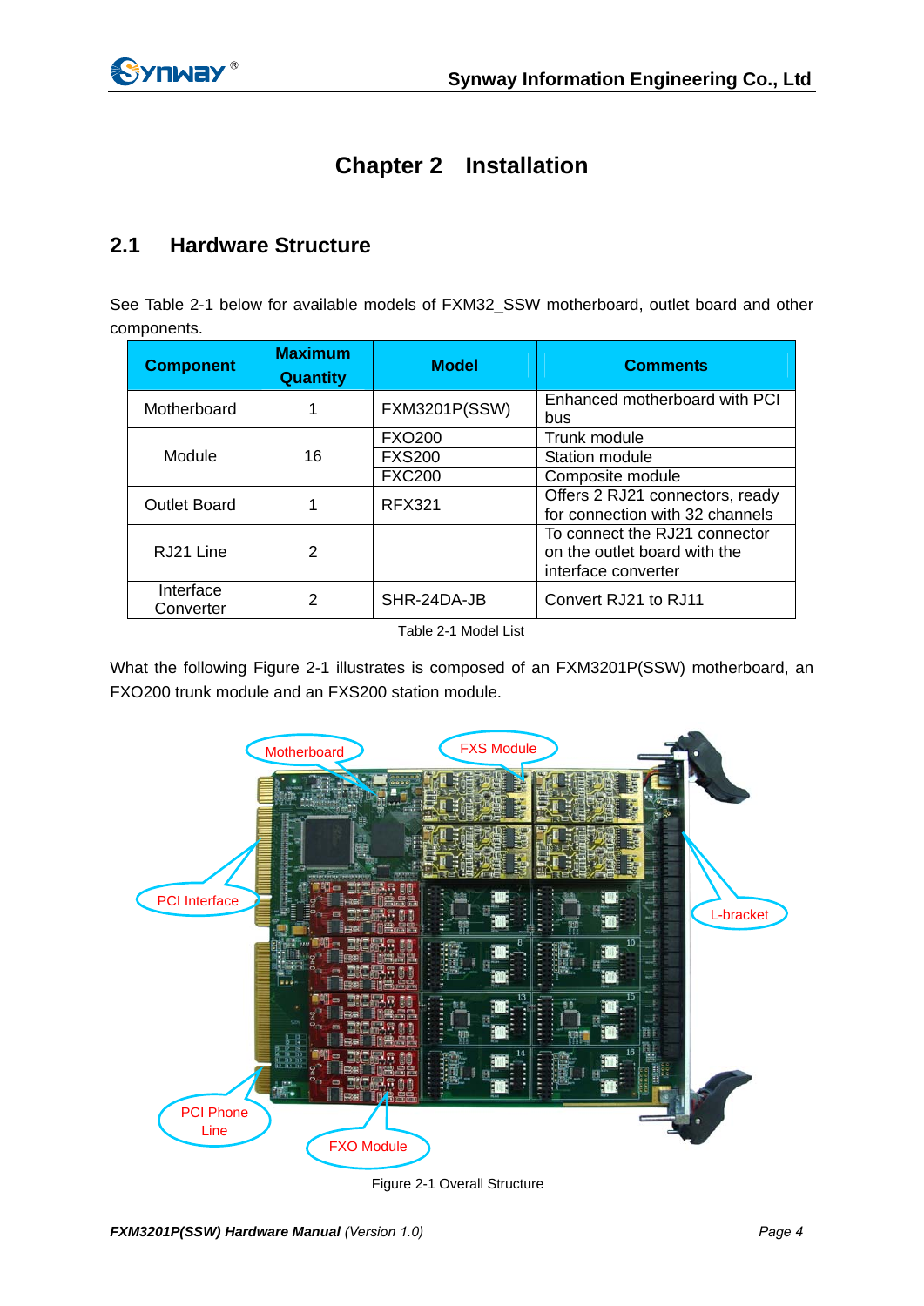// Chapter 2 Installation

## 2.1 Hardware Structure

See Table 2-1 below for available models of FXM32_SSW motherboard, outlet board and other components.

| Component | Maximum Quantity | Model | Comments |
|---|---|---|---|
| Motherboard | 1 | FXM3201P(SSW) | Enhanced motherboard with PCI bus |
| Module | 16 | FXO200 | Trunk module |
| | | FXS200 | Station module |
| | | FXC200 | Composite module |
| Outlet Board | 1 | RFX321 | Offers 2 RJ21 connectors, ready for connection with 32 channels |
| RJ21 Line | 2 | | To connect the RJ21 connector on the outlet board with the interface converter |
| Interface Converter | 2 | SHR-24DA-JB | Convert RJ21 to RJ11 |

Table 2-1 Model List

What the following Figure 2-1 illustrates is composed of an FXM3201P(SSW) motherboard, an FXO200 trunk module and an FXS200 station module.

Figure 2-1 Overall Structure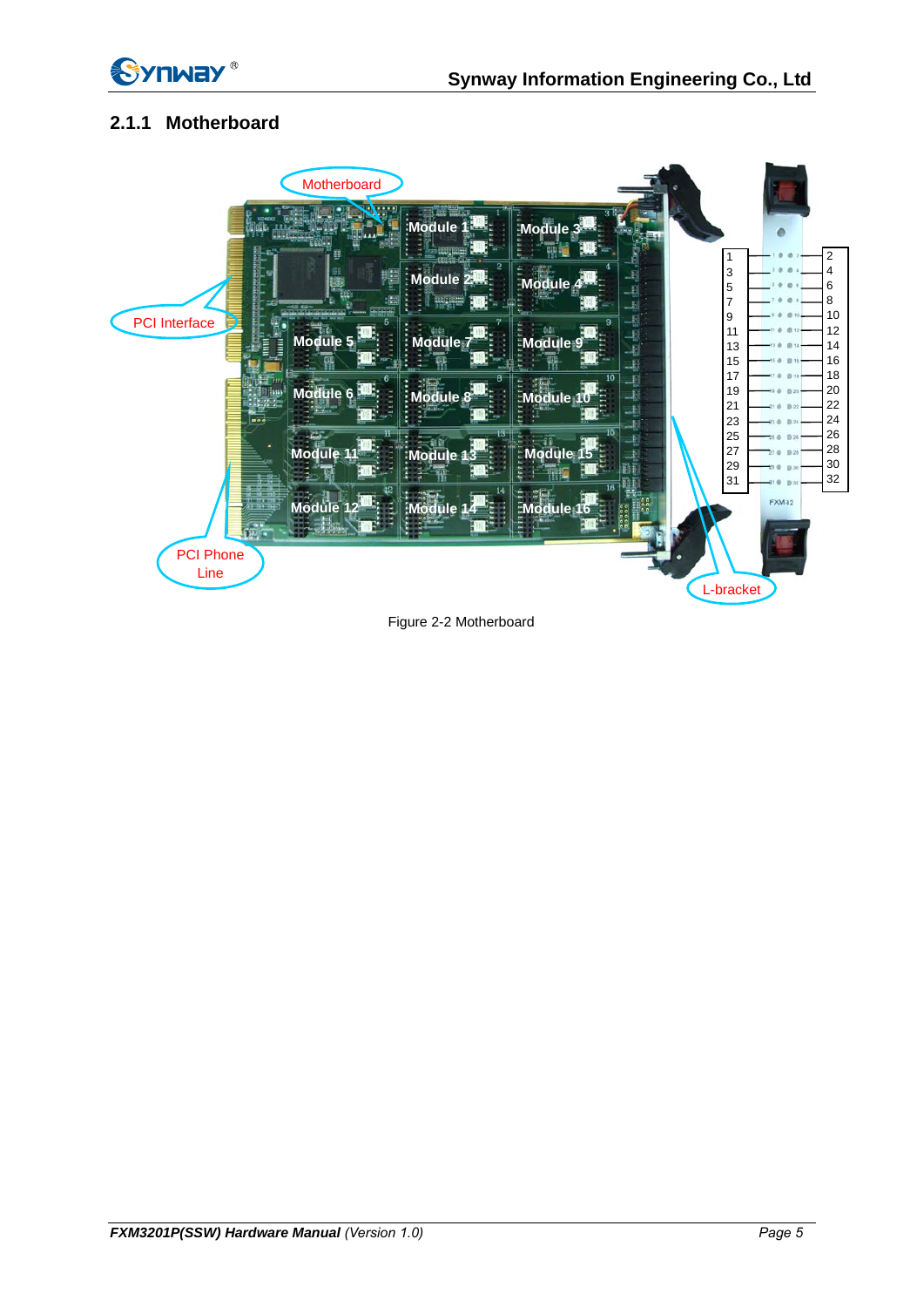### 2.1.1 Motherboard

Figure 2-2 Motherboard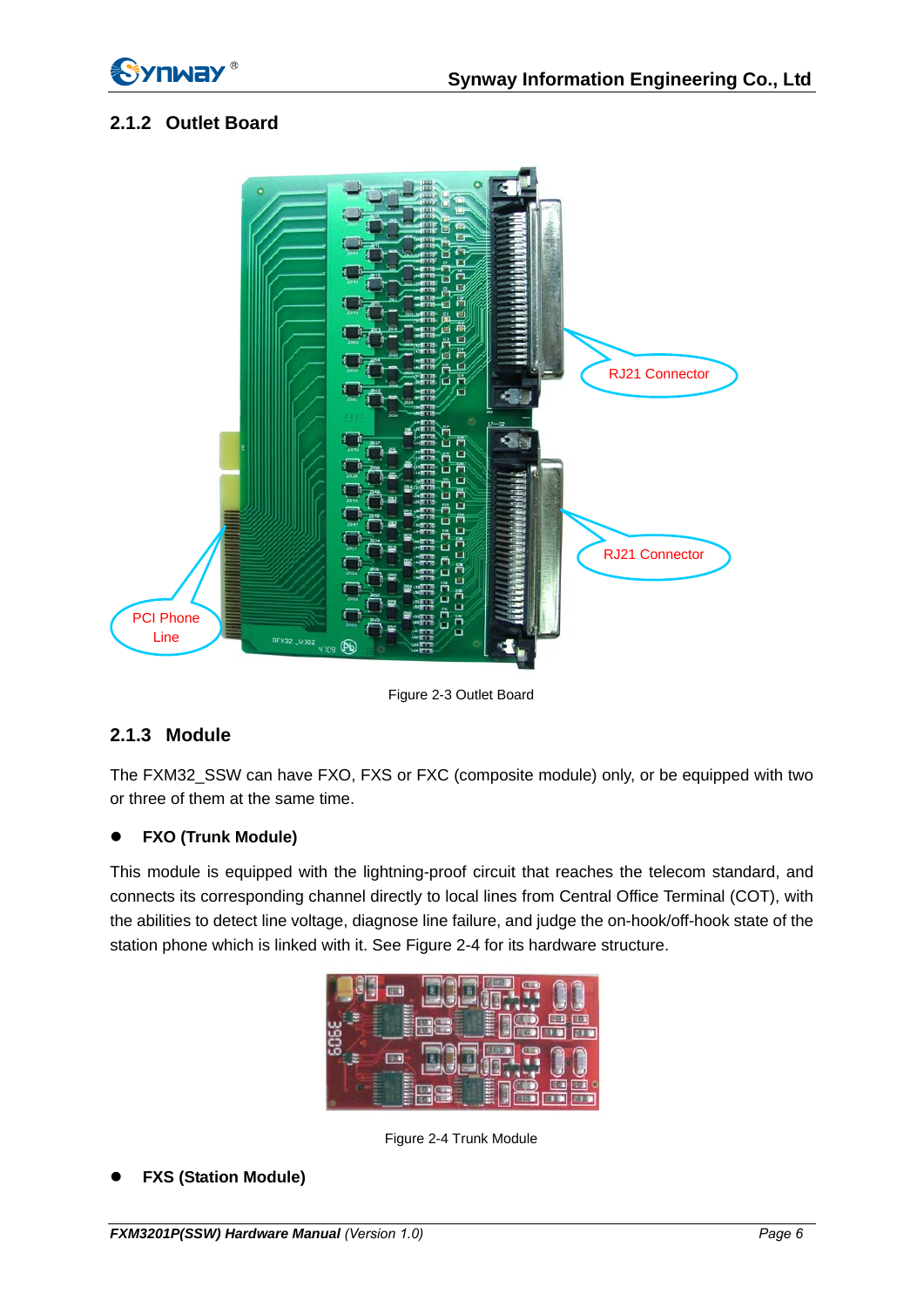### 2.1.2 Outlet Board

Figure 2-3 Outlet Board

### 2.1.3 Module

The FXM32_SSW can have FXO, FXS or FXC (composite module) only, or be equipped with two or three of them at the same time.

- **FXO (Trunk Module)**

This module is equipped with the lightning-proof circuit that reaches the telecom standard, and connects its corresponding channel directly to local lines from Central Office Terminal (COT), with the abilities to detect line voltage, diagnose line failure, and judge the on-hook/off-hook state of the station phone which is linked with it. See Figure 2-4 for its hardware structure.

Figure 2-4 Trunk Module

- **FXS (Station Module)**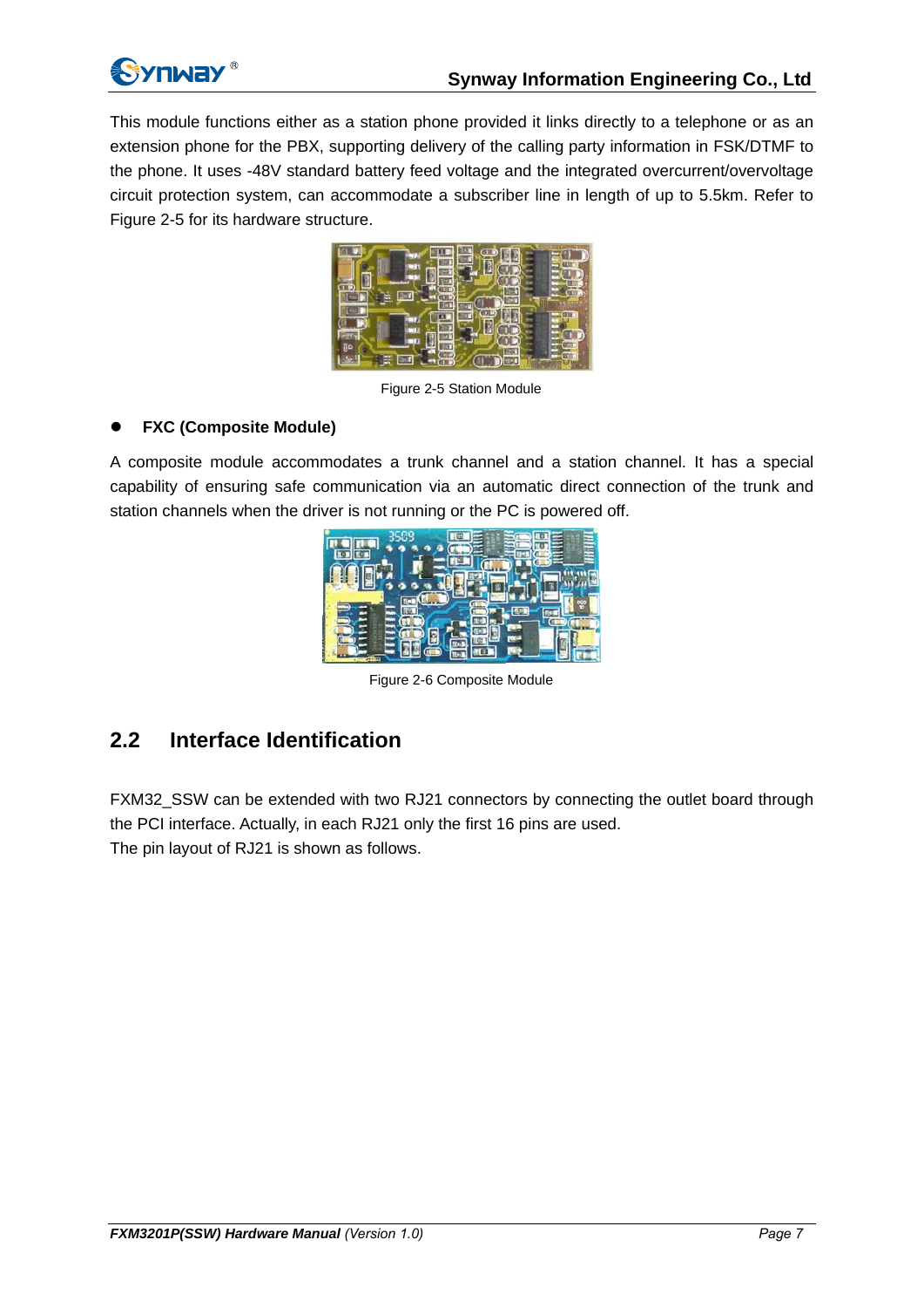This module functions either as a station phone provided it links directly to a telephone or as an extension phone for the PBX, supporting delivery of the calling party information in FSK/DTMF to the phone. It uses -48V standard battery feed voltage and the integrated overcurrent/overvoltage circuit protection system, can accommodate a subscriber line in length of up to 5.5km. Refer to Figure 2-5 for its hardware structure.

Figure 2-5 Station Module

- **FXC (Composite Module)**

A composite module accommodates a trunk channel and a station channel. It has a special capability of ensuring safe communication via an automatic direct connection of the trunk and station channels when the driver is not running or the PC is powered off.

Figure 2-6 Composite Module

## 2.2 Interface Identification

FXM32_SSW can be extended with two RJ21 connectors by connecting the outlet board through the PCI interface. Actually, in each RJ21 only the first 16 pins are used.

The pin layout of RJ21 is shown as follows.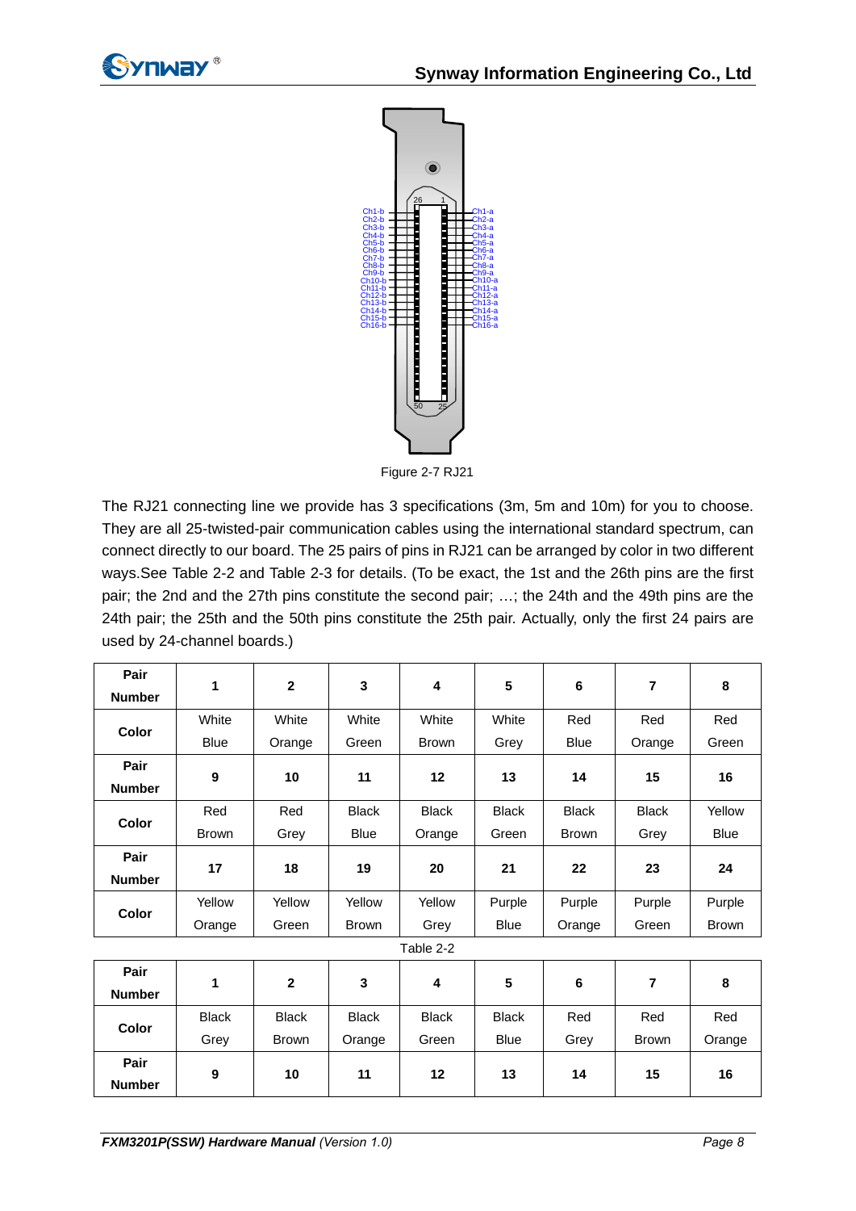Figure 2-7 RJ21

The RJ21 connecting line we provide has 3 specifications (3m, 5m and 10m) for you to choose. They are all 25-twisted-pair communication cables using the international standard spectrum, can connect directly to our board. The 25 pairs of pins in RJ21 can be arranged by color in two different ways.See Table 2-2 and Table 2-3 for details. (To be exact, the 1st and the 26th pins are the first pair; the 2nd and the 27th pins constitute the second pair; …; the 24th and the 49th pins are the 24th pair; the 25th and the 50th pins constitute the 25th pair. Actually, only the first 24 pairs are used by 24-channel boards.)

| **Pair Number** | **1** | **2** | **3** | **4** | **5** | **6** | **7** | **8** |
|---|---|---|---|---|---|---|---|---|
| **Color** | White Blue | White Orange | White Green | White Brown | White Grey | Red Blue | Red Orange | Red Green |
| **Pair Number** | **9** | **10** | **11** | **12** | **13** | **14** | **15** | **16** |
| **Color** | Red Brown | Red Grey | Black Blue | Black Orange | Black Green | Black Brown | Black Grey | Yellow Blue |
| **Pair Number** | **17** | **18** | **19** | **20** | **21** | **22** | **23** | **24** |
| **Color** | Yellow Orange | Yellow Green | Yellow Brown | Yellow Grey | Purple Blue | Purple Orange | Purple Green | Purple Brown |

Table 2-2

| **Pair Number** | **1** | **2** | **3** | **4** | **5** | **6** | **7** | **8** |
|---|---|---|---|---|---|---|---|---|
| **Color** | Black Grey | Black Brown | Black Orange | Black Green | Black Blue | Red Grey | Red Brown | Red Orange |
| **Pair Number** | **9** | **10** | **11** | **12** | **13** | **14** | **15** | **16** |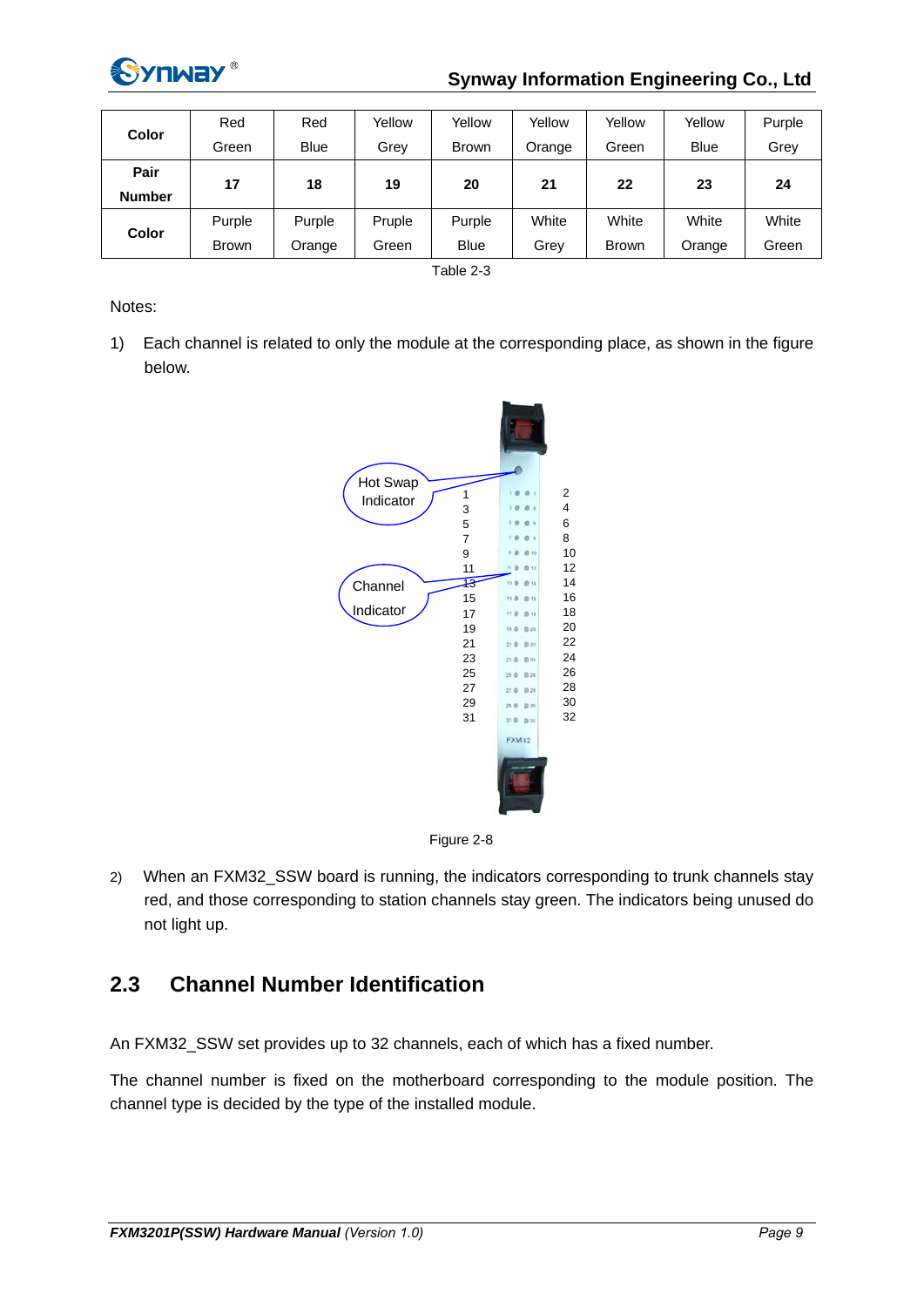| Color | Red<br>Green | Red<br>Blue | Yellow<br>Grey | Yellow<br>Brown | Yellow<br>Orange | Yellow<br>Green | Yellow<br>Blue | Purple<br>Grey |
|---|---|---|---|---|---|---|---|---|
| **Pair Number** | **17** | **18** | **19** | **20** | **21** | **22** | **23** | **24** |
| **Color** | Purple<br>Brown | Purple<br>Orange | Pruple<br>Green | Purple<br>Blue | White<br>Grey | White<br>Brown | White<br>Orange | White<br>Green |

Table 2-3

Notes:

1) Each channel is related to only the module at the corresponding place, as shown in the figure below.

Figure 2-8

2) When an FXM32_SSW board is running, the indicators corresponding to trunk channels stay red, and those corresponding to station channels stay green. The indicators being unused do not light up.

## 2.3 Channel Number Identification

An FXM32_SSW set provides up to 32 channels, each of which has a fixed number.

The channel number is fixed on the motherboard corresponding to the module position. The channel type is decided by the type of the installed module.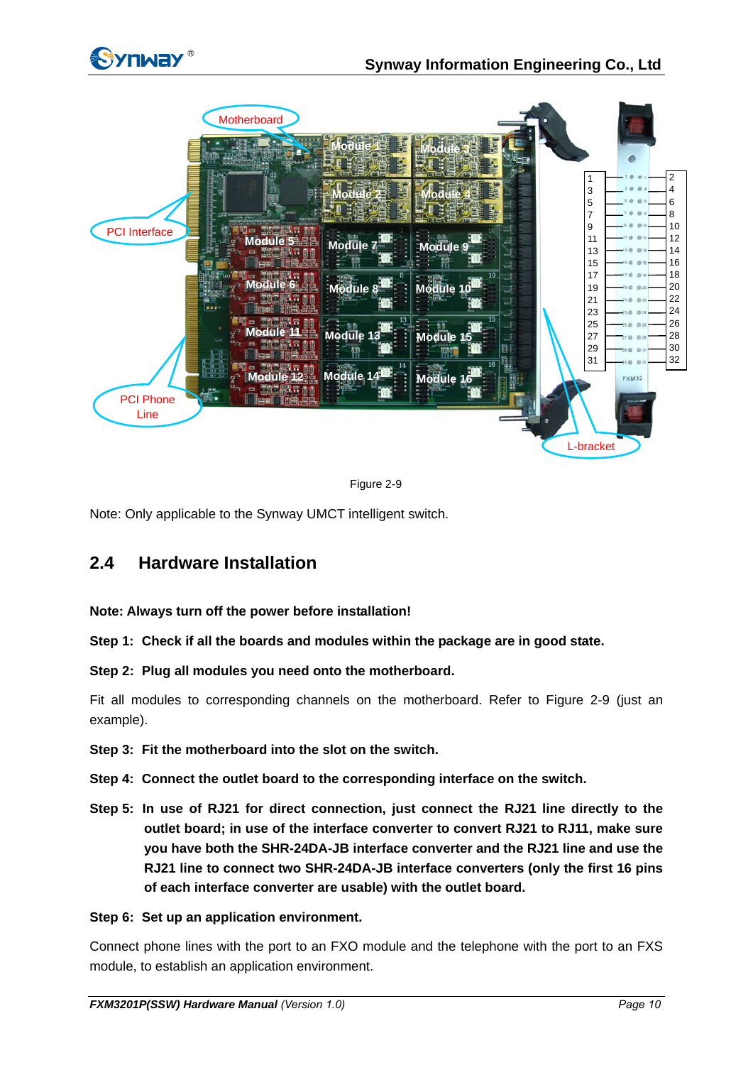Figure 2-9

Note: Only applicable to the Synway UMCT intelligent switch.

## 2.4 Hardware Installation

**Note: Always turn off the power before installation!**

**Step 1: Check if all the boards and modules within the package are in good state.**

**Step 2: Plug all modules you need onto the motherboard.**

Fit all modules to corresponding channels on the motherboard. Refer to Figure 2-9 (just an example).

**Step 3: Fit the motherboard into the slot on the switch.**

**Step 4: Connect the outlet board to the corresponding interface on the switch.**

**Step 5: In use of RJ21 for direct connection, just connect the RJ21 line directly to the outlet board; in use of the interface converter to convert RJ21 to RJ11, make sure you have both the SHR-24DA-JB interface converter and the RJ21 line and use the RJ21 line to connect two SHR-24DA-JB interface converters (only the first 16 pins of each interface converter are usable) with the outlet board.**

**Step 6: Set up an application environment.**

Connect phone lines with the port to an FXO module and the telephone with the port to an FXS module, to establish an application environment.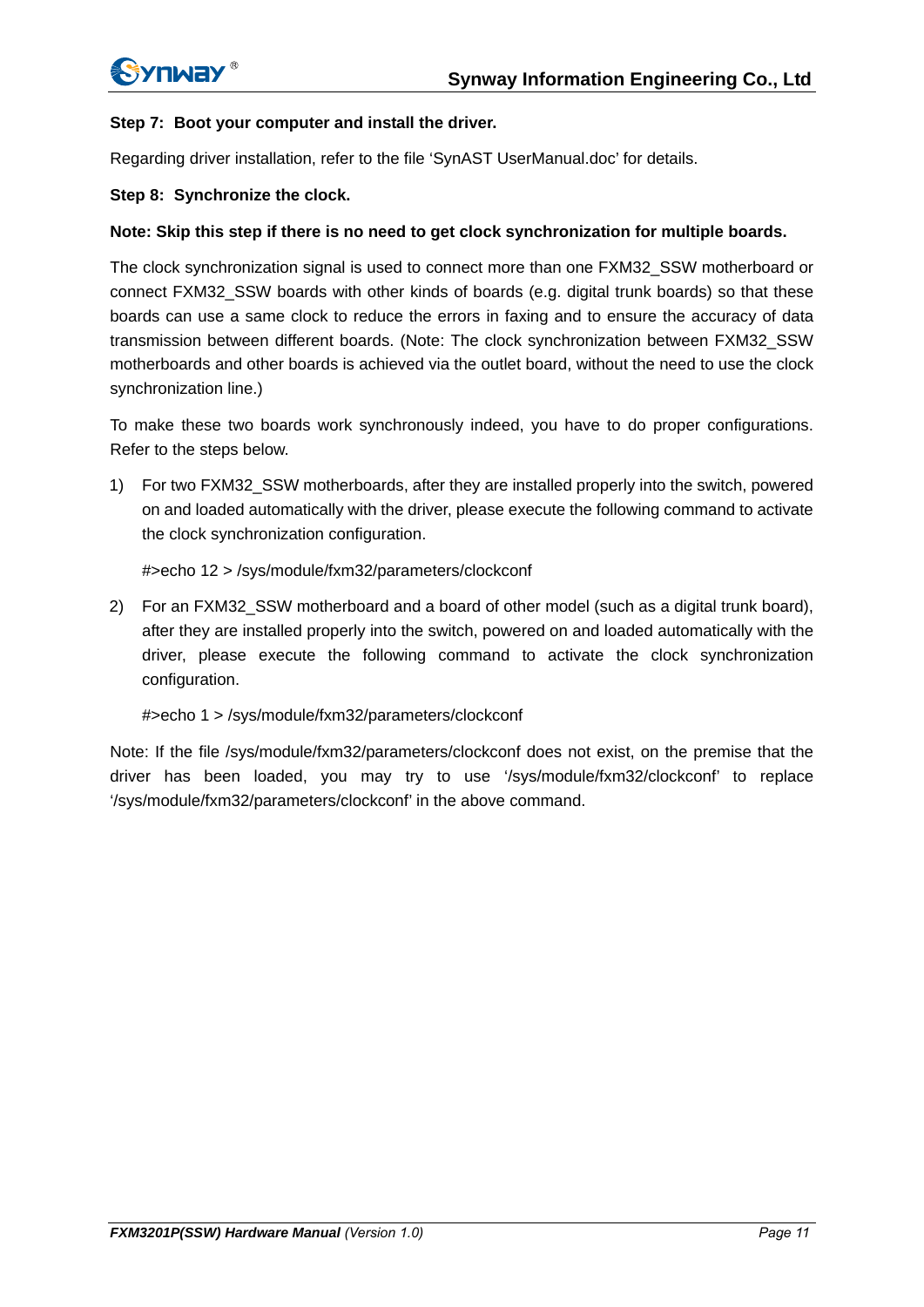**Step 7: Boot your computer and install the driver.**

Regarding driver installation, refer to the file 'SynAST UserManual.doc' for details.

**Step 8: Synchronize the clock.**

**Note: Skip this step if there is no need to get clock synchronization for multiple boards.**

The clock synchronization signal is used to connect more than one FXM32_SSW motherboard or connect FXM32_SSW boards with other kinds of boards (e.g. digital trunk boards) so that these boards can use a same clock to reduce the errors in faxing and to ensure the accuracy of data transmission between different boards. (Note: The clock synchronization between FXM32_SSW motherboards and other boards is achieved via the outlet board, without the need to use the clock synchronization line.)

To make these two boards work synchronously indeed, you have to do proper configurations. Refer to the steps below.

1) For two FXM32_SSW motherboards, after they are installed properly into the switch, powered on and loaded automatically with the driver, please execute the following command to activate the clock synchronization configuration.

   #>echo 12 > /sys/module/fxm32/parameters/clockconf

2) For an FXM32_SSW motherboard and a board of other model (such as a digital trunk board), after they are installed properly into the switch, powered on and loaded automatically with the driver, please execute the following command to activate the clock synchronization configuration.

   #>echo 1 > /sys/module/fxm32/parameters/clockconf

Note: If the file /sys/module/fxm32/parameters/clockconf does not exist, on the premise that the driver has been loaded, you may try to use '/sys/module/fxm32/clockconf' to replace '/sys/module/fxm32/parameters/clockconf' in the above command.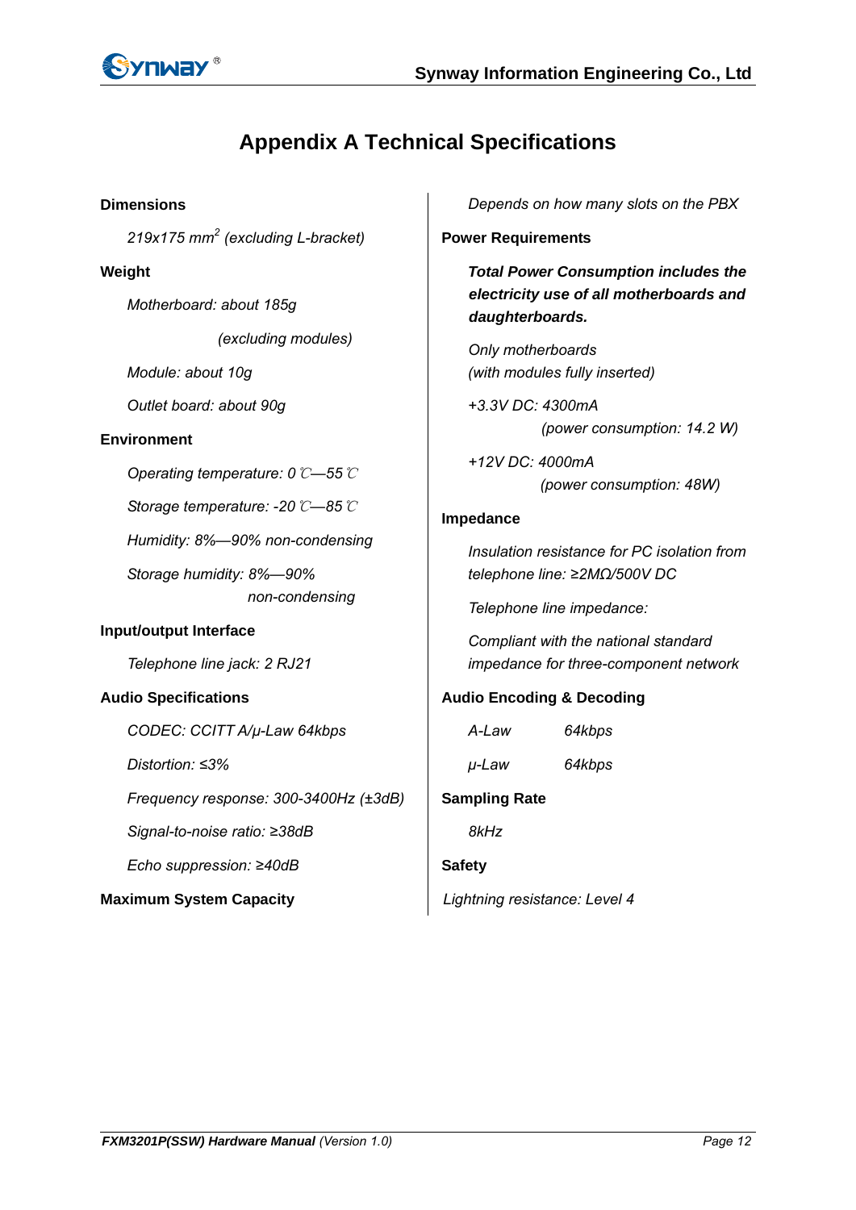# Appendix A Technical Specifications

**Dimensions**

*219x175 $mm^2$ (excluding L-bracket)*

**Weight**

*Motherboard: about 185g*

*(excluding modules)*

*Module: about 10g*

*Outlet board: about 90g*

**Environment**

*Operating temperature: 0℃—55℃*

*Storage temperature: -20℃—85℃*

*Humidity: 8%—90% non-condensing*

*Storage humidity: 8%—90% non-condensing*

**Input/output Interface**

*Telephone line jack: 2 RJ21*

**Audio Specifications**

*CODEC: CCITT A/μ-Law 64kbps*

*Distortion: ≤3%*

*Frequency response: 300-3400Hz (±3dB)*

*Signal-to-noise ratio: ≥38dB*

*Echo suppression: ≥40dB*

**Maximum System Capacity**

*Depends on how many slots on the PBX*

**Power Requirements**

***Total Power Consumption includes the electricity use of all motherboards and daughterboards.***

*Only motherboards (with modules fully inserted)*

*+3.3V DC: 4300mA (power consumption: 14.2 W)*

*+12V DC: 4000mA (power consumption: 48W)*

**Impedance**

*Insulation resistance for PC isolation from telephone line: ≥2MΩ/500V DC*

*Telephone line impedance:*

*Compliant with the national standard impedance for three-component network*

**Audio Encoding & Decoding**

| | |
|---|---|
| *A-Law* | *64kbps* |
| *μ-Law* | *64kbps* |

**Sampling Rate**

*8kHz*

**Safety**

*Lightning resistance: Level 4*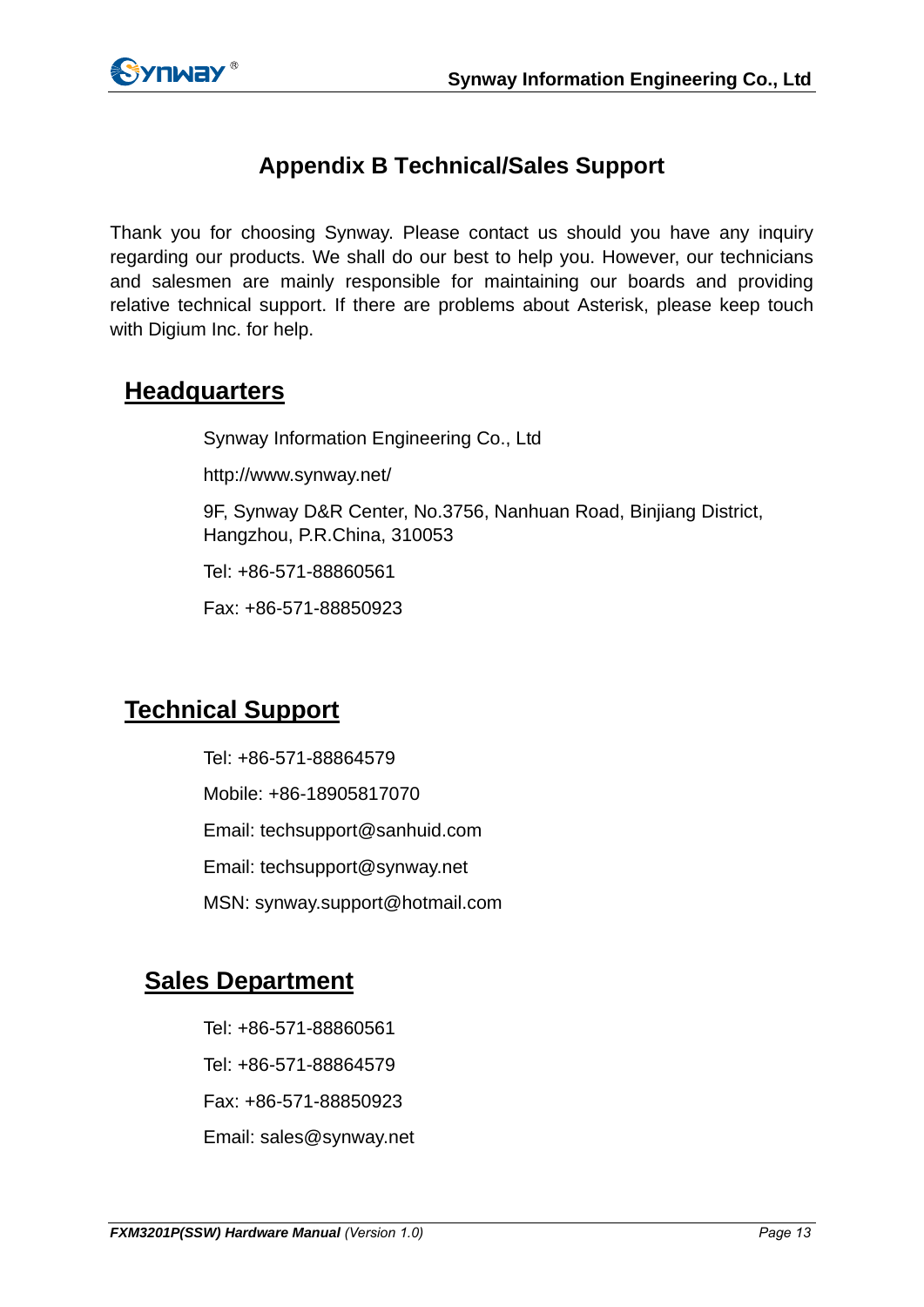# Appendix B Technical/Sales Support

Thank you for choosing Synway. Please contact us should you have any inquiry regarding our products. We shall do our best to help you. However, our technicians and salesmen are mainly responsible for maintaining our boards and providing relative technical support. If there are problems about Asterisk, please keep touch with Digium Inc. for help.

## Headquarters

Synway Information Engineering Co., Ltd

http://www.synway.net/

9F, Synway D&R Center, No.3756, Nanhuan Road, Binjiang District, Hangzhou, P.R.China, 310053

Tel: +86-571-88860561

Fax: +86-571-88850923

## Technical Support

Tel: +86-571-88864579

Mobile: +86-18905817070

Email: techsupport@sanhuid.com

Email: techsupport@synway.net

MSN: synway.support@hotmail.com

## Sales Department

Tel: +86-571-88860561

Tel: +86-571-88864579

Fax: +86-571-88850923

Email: sales@synway.net